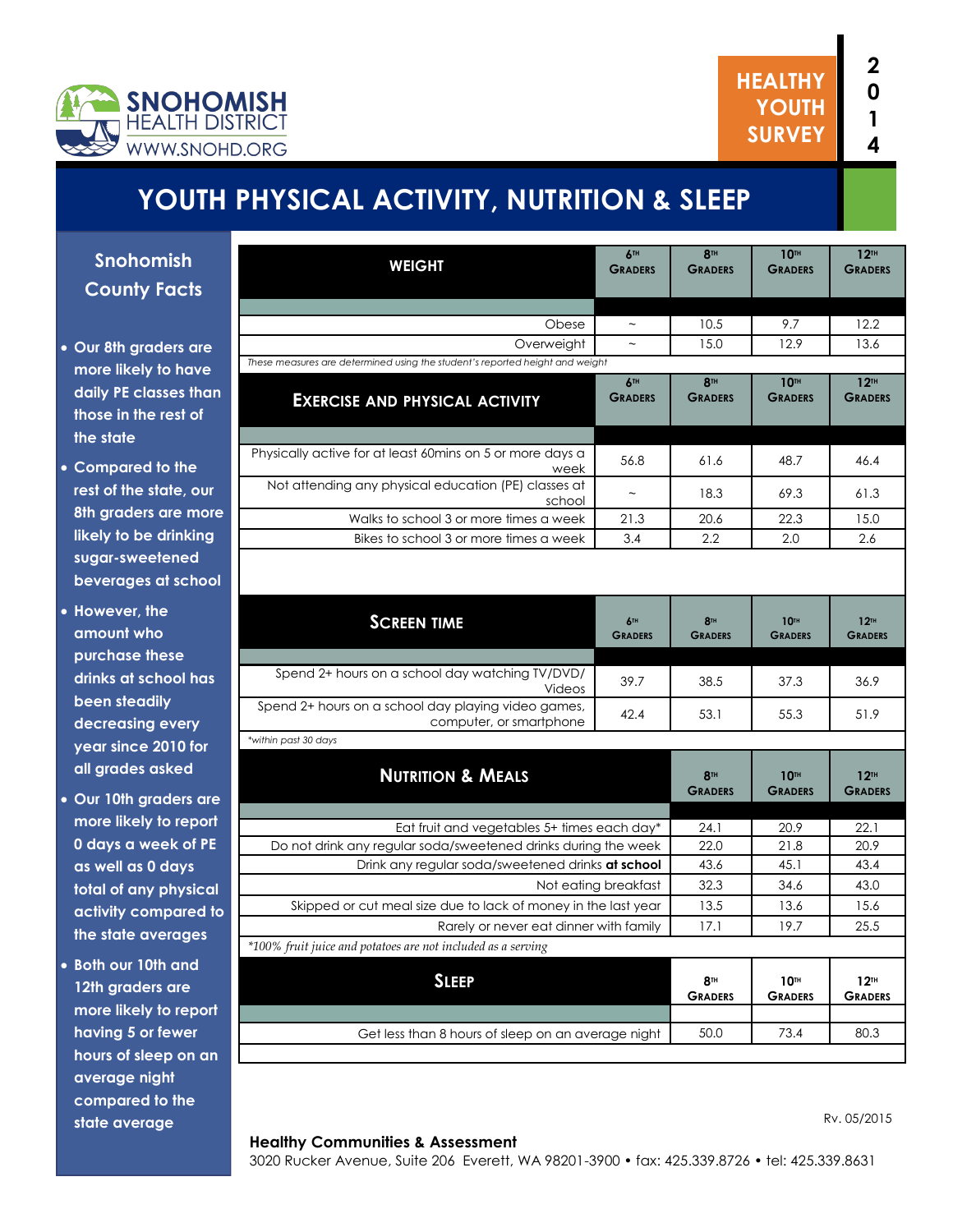SNOHOMISH HEALTH DISTRICT
WWW.SNOHD.ORG

HEALTHY YOUTH SURVEY 2014

# YOUTH PHYSICAL ACTIVITY, NUTRITION & SLEEP

## Snohomish County Facts

- Our 8th graders are more likely to have daily PE classes than those in the rest of the state
- Compared to the rest of the state, our 8th graders are more likely to be drinking sugar-sweetened beverages at school
- However, the amount who purchase these drinks at school has been steadily decreasing every year since 2010 for all grades asked
- Our 10th graders are more likely to report 0 days a week of PE as well as 0 days total of any physical activity compared to the state averages
- Both our 10th and 12th graders are more likely to report having 5 or fewer hours of sleep on an average night compared to the state average

| WEIGHT | 6th Graders | 8th Graders | 10th Graders | 12th Graders |
|---|---|---|---|---|
| Obese | ~ | 10.5 | 9.7 | 12.2 |
| Overweight | ~ | 15.0 | 12.9 | 13.6 |

*These measures are determined using the student's reported height and weight*

| EXERCISE AND PHYSICAL ACTIVITY | 6th Graders | 8th Graders | 10th Graders | 12th Graders |
|---|---|---|---|---|
| Physically active for at least 60mins on 5 or more days a week | 56.8 | 61.6 | 48.7 | 46.4 |
| Not attending any physical education (PE) classes at school | ~ | 18.3 | 69.3 | 61.3 |
| Walks to school 3 or more times a week | 21.3 | 20.6 | 22.3 | 15.0 |
| Bikes to school 3 or more times a week | 3.4 | 2.2 | 2.0 | 2.6 |

| SCREEN TIME | 6th Graders | 8th Graders | 10th Graders | 12th Graders |
|---|---|---|---|---|
| Spend 2+ hours on a school day watching TV/DVD/ Videos | 39.7 | 38.5 | 37.3 | 36.9 |
| Spend 2+ hours on a school day playing video games, computer, or smartphone | 42.4 | 53.1 | 55.3 | 51.9 |

*within past 30 days*

| NUTRITION & MEALS | 8th Graders | 10th Graders | 12th Graders |
|---|---|---|---|
| Eat fruit and vegetables 5+ times each day* | 24.1 | 20.9 | 22.1 |
| Do not drink any regular soda/sweetened drinks during the week | 22.0 | 21.8 | 20.9 |
| Drink any regular soda/sweetened drinks **at school** | 43.6 | 45.1 | 43.4 |
| Not eating breakfast | 32.3 | 34.6 | 43.0 |
| Skipped or cut meal size due to lack of money in the last year | 13.5 | 13.6 | 15.6 |
| Rarely or never eat dinner with family | 17.1 | 19.7 | 25.5 |

*100% fruit juice and potatoes are not included as a serving*

| SLEEP | 8th Graders | 10th Graders | 12th Graders |
|---|---|---|---|
| Get less than 8 hours of sleep on an average night | 50.0 | 73.4 | 80.3 |

Rv. 05/2015

**Healthy Communities & Assessment**
3020 Rucker Avenue, Suite 206 Everett, WA 98201-3900 • fax: 425.339.8726 • tel: 425.339.8631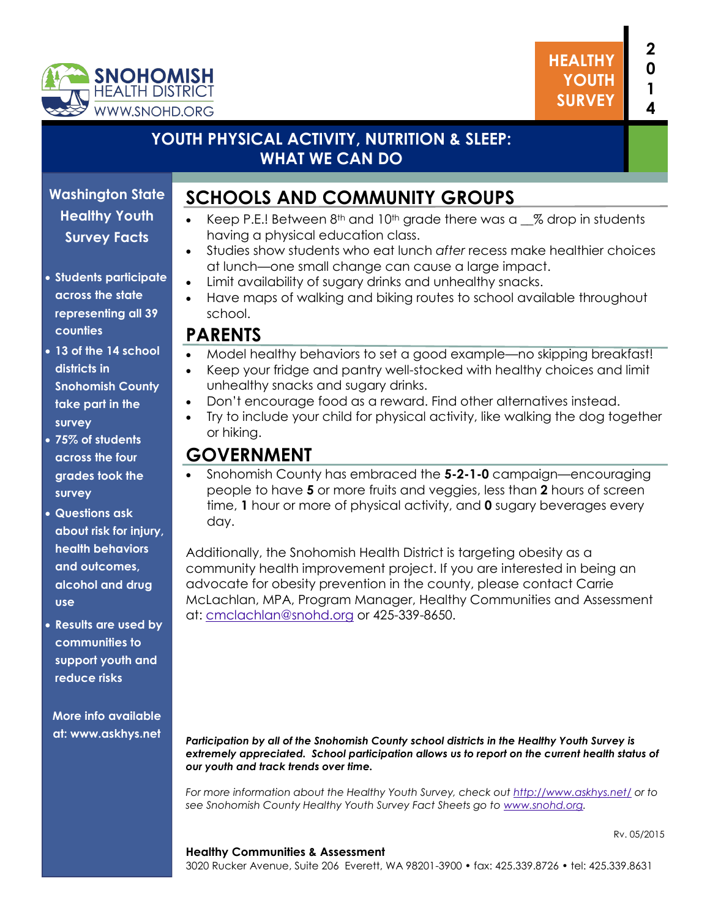HEALTHY YOUTH SURVEY 2014

# YOUTH PHYSICAL ACTIVITY, NUTRITION & SLEEP: WHAT WE CAN DO

## SCHOOLS AND COMMUNITY GROUPS

- Keep P.E.! Between 8th and 10th grade there was a __% drop in students having a physical education class.
- Studies show students who eat lunch *after* recess make healthier choices at lunch—one small change can cause a large impact.
- Limit availability of sugary drinks and unhealthy snacks.
- Have maps of walking and biking routes to school available throughout school.

## PARENTS

- Model healthy behaviors to set a good example—no skipping breakfast!
- Keep your fridge and pantry well-stocked with healthy choices and limit unhealthy snacks and sugary drinks.
- Don't encourage food as a reward. Find other alternatives instead.
- Try to include your child for physical activity, like walking the dog together or hiking.

## GOVERNMENT

- Snohomish County has embraced the **5-2-1-0** campaign—encouraging people to have **5** or more fruits and veggies, less than **2** hours of screen time, **1** hour or more of physical activity, and **0** sugary beverages every day.

Additionally, the Snohomish Health District is targeting obesity as a community health improvement project. If you are interested in being an advocate for obesity prevention in the county, please contact Carrie McLachlan, MPA, Program Manager, Healthy Communities and Assessment at: cmclachlan@snohd.org or 425-339-8650.

### Washington State Healthy Youth Survey Facts

- **Students participate across the state representing all 39 counties**
- **13 of the 14 school districts in Snohomish County take part in the survey**
- **75% of students across the four grades took the survey**
- **Questions ask about risk for injury, health behaviors and outcomes, alcohol and drug use**
- **Results are used by communities to support youth and reduce risks**

**More info available at: www.askhys.net**

***Participation by all of the Snohomish County school districts in the Healthy Youth Survey is extremely appreciated. School participation allows us to report on the current health status of our youth and track trends over time.***

*For more information about the Healthy Youth Survey, check out http://www.askhys.net/ or to see Snohomish County Healthy Youth Survey Fact Sheets go to www.snohd.org.*

Rv. 05/2015

**Healthy Communities & Assessment**
3020 Rucker Avenue, Suite 206 Everett, WA 98201-3900 • fax: 425.339.8726 • tel: 425.339.8631